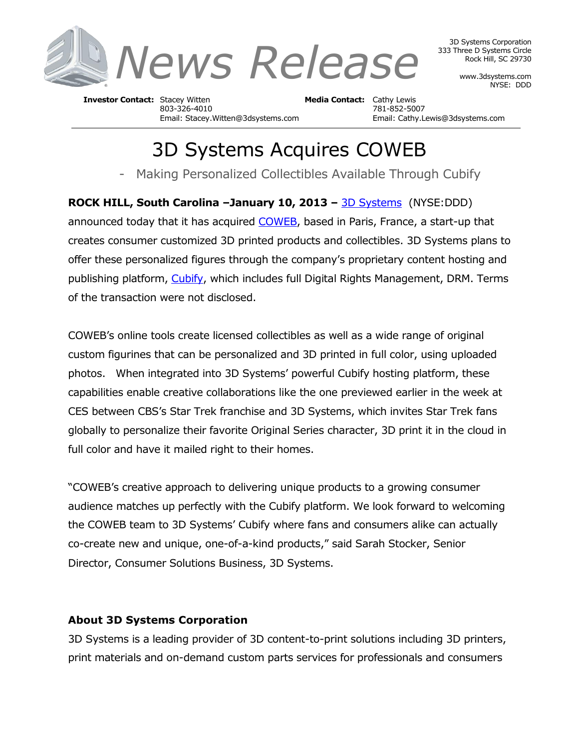# News Release

3D Systems Corporation
333 Three D Systems Circle
Rock Hill, SC 29730

www.3dsystems.com
NYSE: DDD

**Investor Contact:** Stacey Witten
803-326-4010
Email: Stacey.Witten@3dsystems.com

**Media Contact:** Cathy Lewis
781-852-5007
Email: Cathy.Lewis@3dsystems.com

# 3D Systems Acquires COWEB

## - Making Personalized Collectibles Available Through Cubify

**ROCK HILL, South Carolina –January 10, 2013 –** 3D Systems (NYSE:DDD) announced today that it has acquired COWEB, based in Paris, France, a start-up that creates consumer customized 3D printed products and collectibles. 3D Systems plans to offer these personalized figures through the company's proprietary content hosting and publishing platform, Cubify, which includes full Digital Rights Management, DRM. Terms of the transaction were not disclosed.

COWEB's online tools create licensed collectibles as well as a wide range of original custom figurines that can be personalized and 3D printed in full color, using uploaded photos. When integrated into 3D Systems' powerful Cubify hosting platform, these capabilities enable creative collaborations like the one previewed earlier in the week at CES between CBS's Star Trek franchise and 3D Systems, which invites Star Trek fans globally to personalize their favorite Original Series character, 3D print it in the cloud in full color and have it mailed right to their homes.

"COWEB's creative approach to delivering unique products to a growing consumer audience matches up perfectly with the Cubify platform. We look forward to welcoming the COWEB team to 3D Systems' Cubify where fans and consumers alike can actually co-create new and unique, one-of-a-kind products," said Sarah Stocker, Senior Director, Consumer Solutions Business, 3D Systems.

### About 3D Systems Corporation

3D Systems is a leading provider of 3D content-to-print solutions including 3D printers, print materials and on-demand custom parts services for professionals and consumers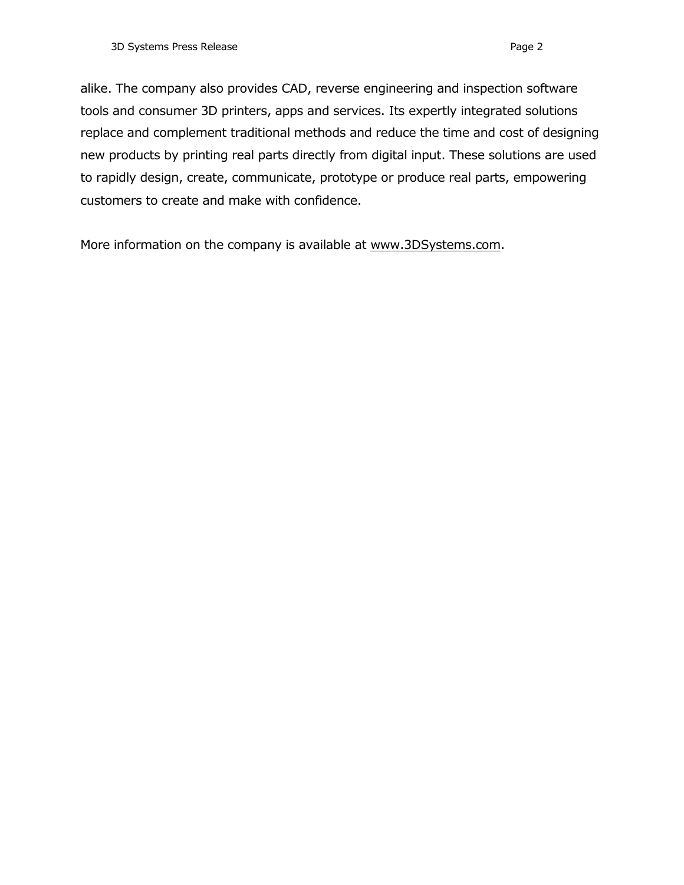alike. The company also provides CAD, reverse engineering and inspection software tools and consumer 3D printers, apps and services. Its expertly integrated solutions replace and complement traditional methods and reduce the time and cost of designing new products by printing real parts directly from digital input. These solutions are used to rapidly design, create, communicate, prototype or produce real parts, empowering customers to create and make with confidence.

More information on the company is available at www.3DSystems.com.